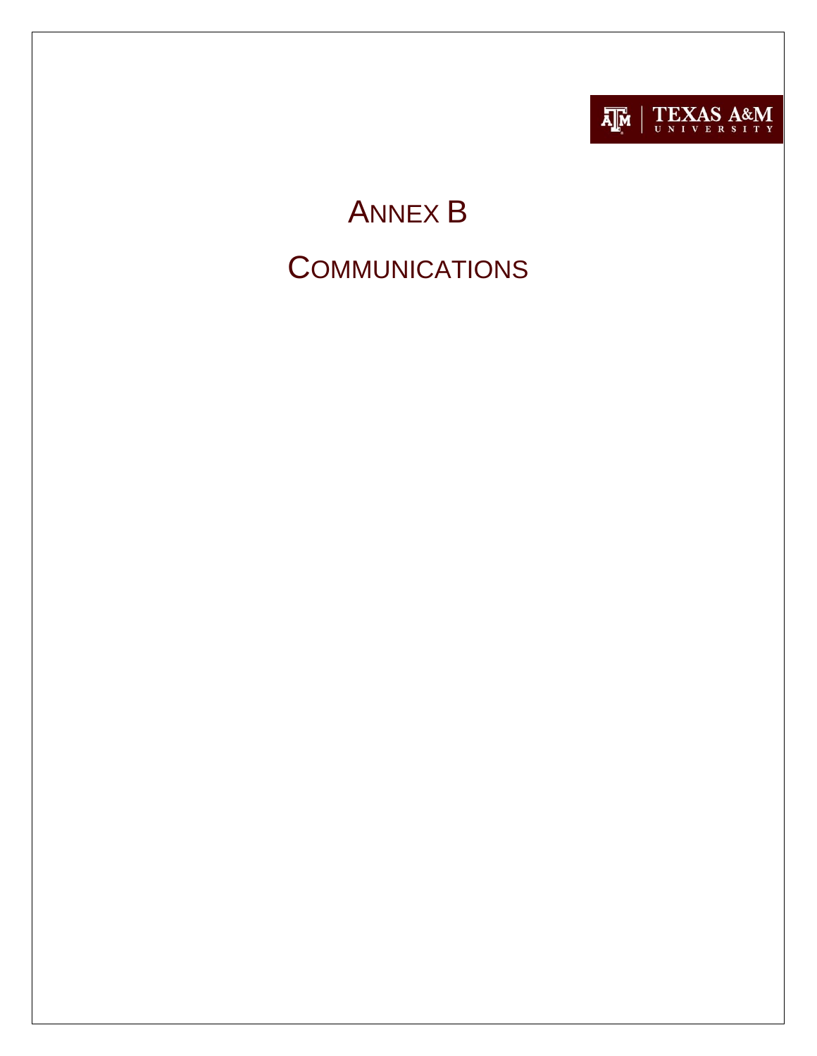TEXAS A&M UNIVERSITY

# ANNEX B

# COMMUNICATIONS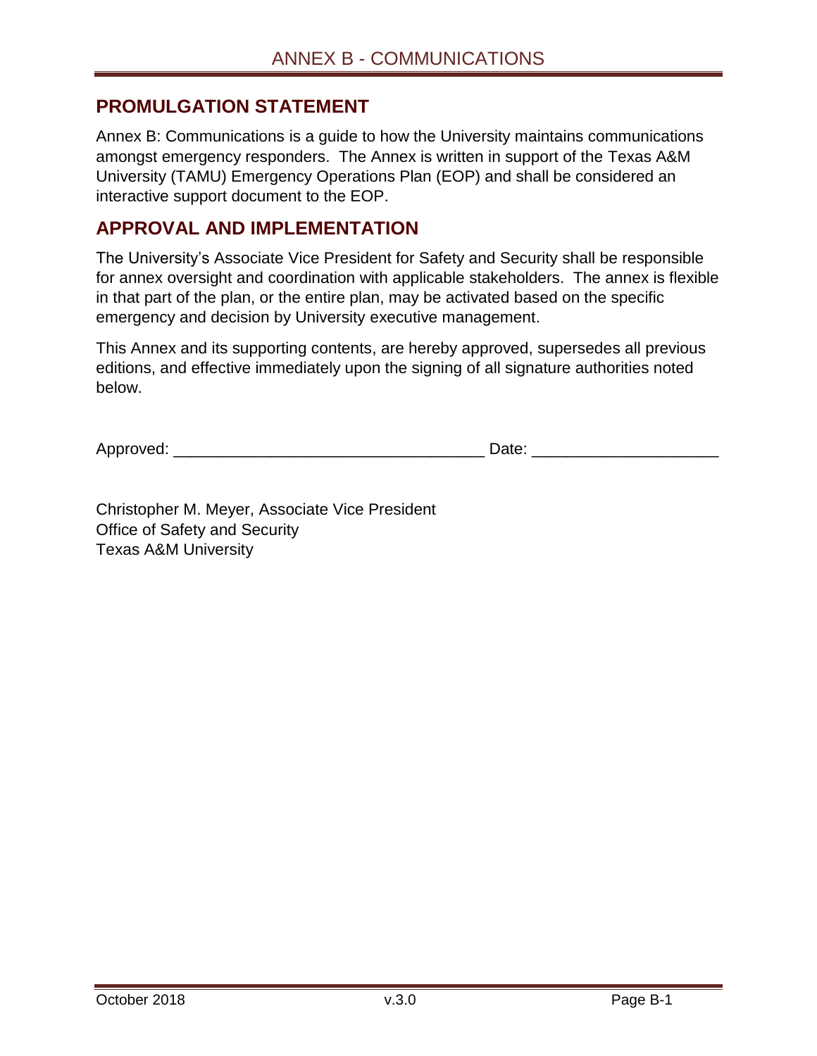## PROMULGATION STATEMENT

Annex B: Communications is a guide to how the University maintains communications amongst emergency responders. The Annex is written in support of the Texas A&M University (TAMU) Emergency Operations Plan (EOP) and shall be considered an interactive support document to the EOP.

## APPROVAL AND IMPLEMENTATION

The University's Associate Vice President for Safety and Security shall be responsible for annex oversight and coordination with applicable stakeholders. The annex is flexible in that part of the plan, or the entire plan, may be activated based on the specific emergency and decision by University executive management.

This Annex and its supporting contents, are hereby approved, supersedes all previous editions, and effective immediately upon the signing of all signature authorities noted below.

Approved: ___________________________________ Date: ____________________

Christopher M. Meyer, Associate Vice President
Office of Safety and Security
Texas A&M University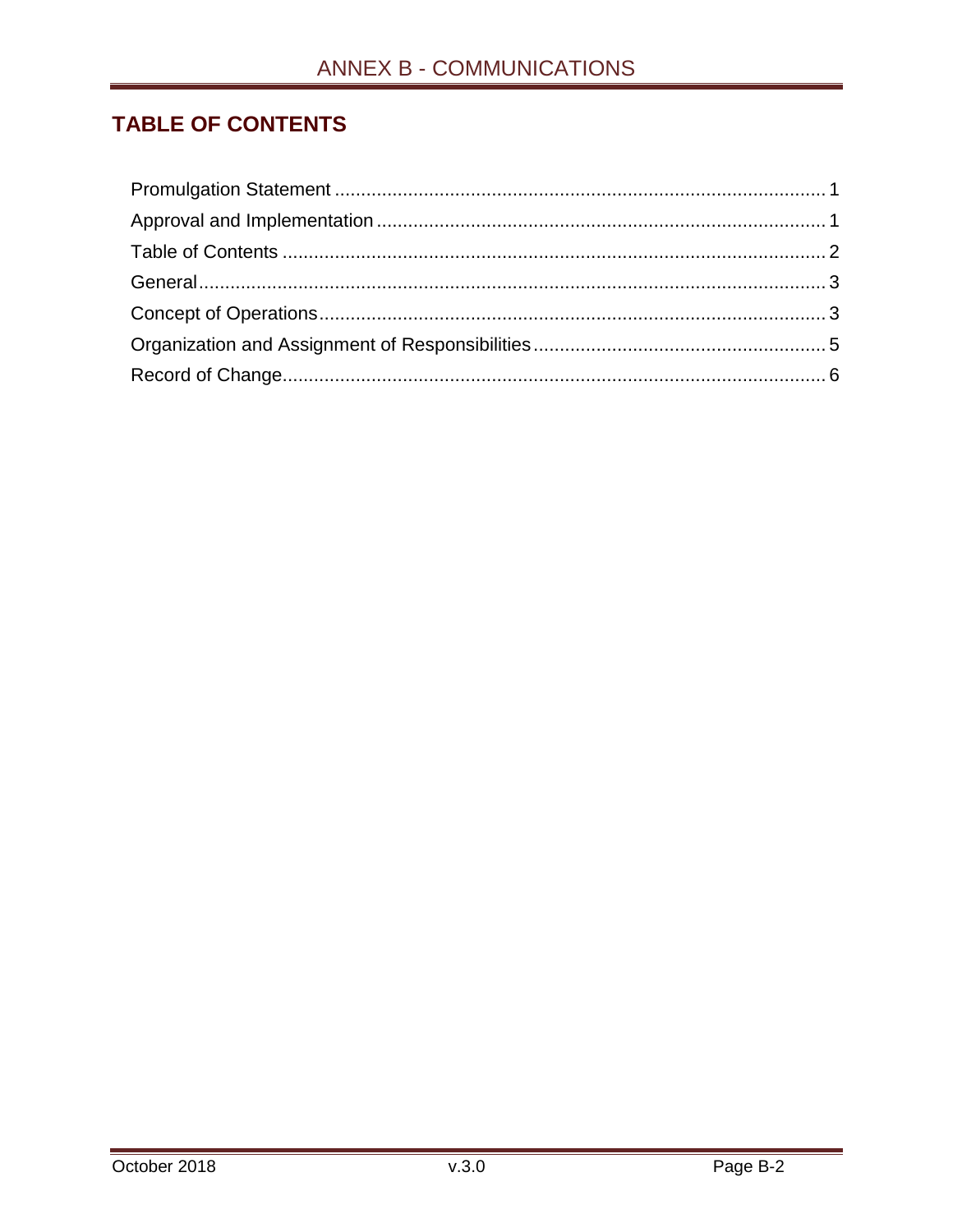## TABLE OF CONTENTS

Promulgation Statement .......... 1
Approval and Implementation .......... 1
Table of Contents .......... 2
General .......... 3
Concept of Operations .......... 3
Organization and Assignment of Responsibilities .......... 5
Record of Change .......... 6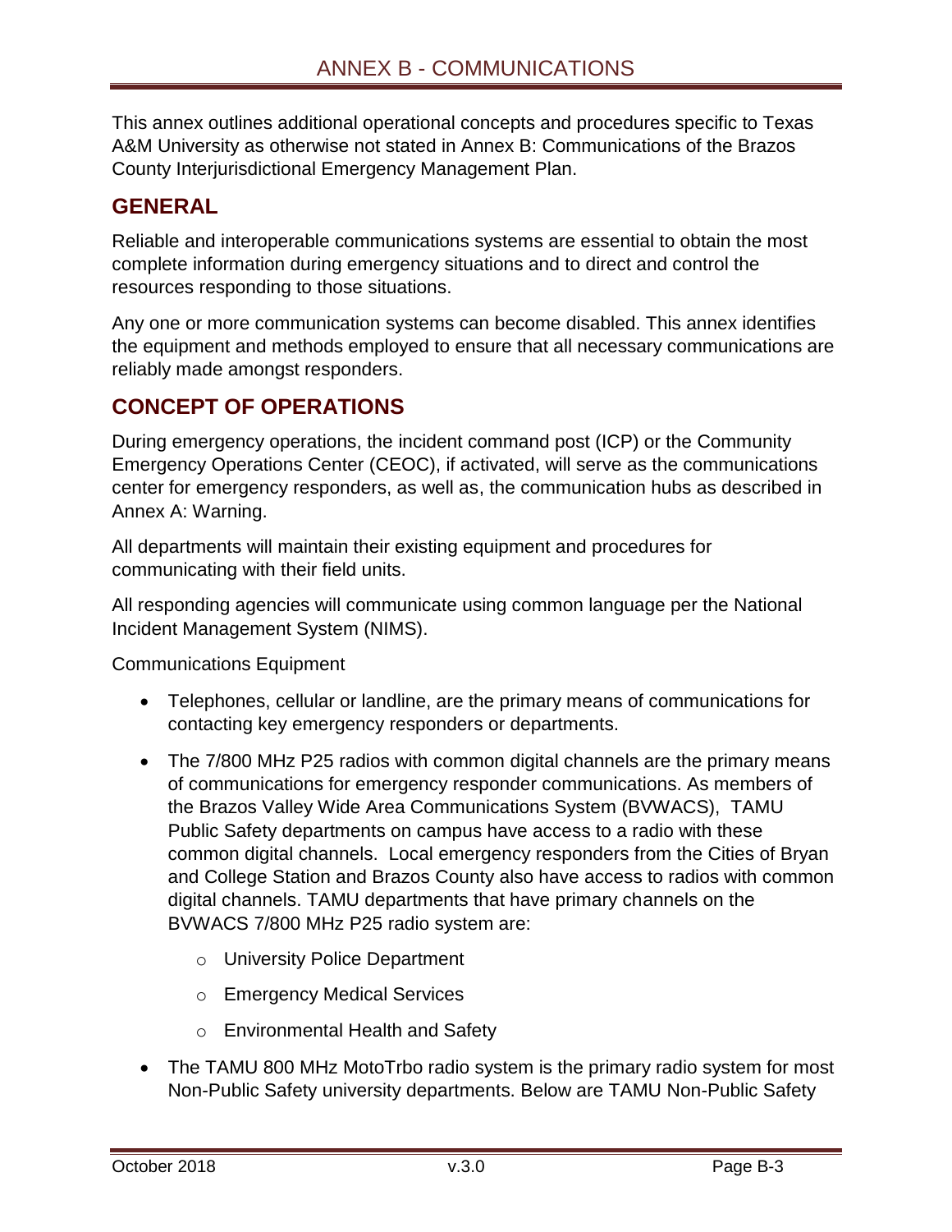# ANNEX B - COMMUNICATIONS

This annex outlines additional operational concepts and procedures specific to Texas A&M University as otherwise not stated in Annex B: Communications of the Brazos County Interjurisdictional Emergency Management Plan.

## GENERAL

Reliable and interoperable communications systems are essential to obtain the most complete information during emergency situations and to direct and control the resources responding to those situations.

Any one or more communication systems can become disabled. This annex identifies the equipment and methods employed to ensure that all necessary communications are reliably made amongst responders.

## CONCEPT OF OPERATIONS

During emergency operations, the incident command post (ICP) or the Community Emergency Operations Center (CEOC), if activated, will serve as the communications center for emergency responders, as well as, the communication hubs as described in Annex A: Warning.

All departments will maintain their existing equipment and procedures for communicating with their field units.

All responding agencies will communicate using common language per the National Incident Management System (NIMS).

Communications Equipment

- Telephones, cellular or landline, are the primary means of communications for contacting key emergency responders or departments.
- The 7/800 MHz P25 radios with common digital channels are the primary means of communications for emergency responder communications. As members of the Brazos Valley Wide Area Communications System (BVWACS), TAMU Public Safety departments on campus have access to a radio with these common digital channels. Local emergency responders from the Cities of Bryan and College Station and Brazos County also have access to radios with common digital channels. TAMU departments that have primary channels on the BVWACS 7/800 MHz P25 radio system are:
  - University Police Department
  - Emergency Medical Services
  - Environmental Health and Safety
- The TAMU 800 MHz MotoTrbo radio system is the primary radio system for most Non-Public Safety university departments. Below are TAMU Non-Public Safety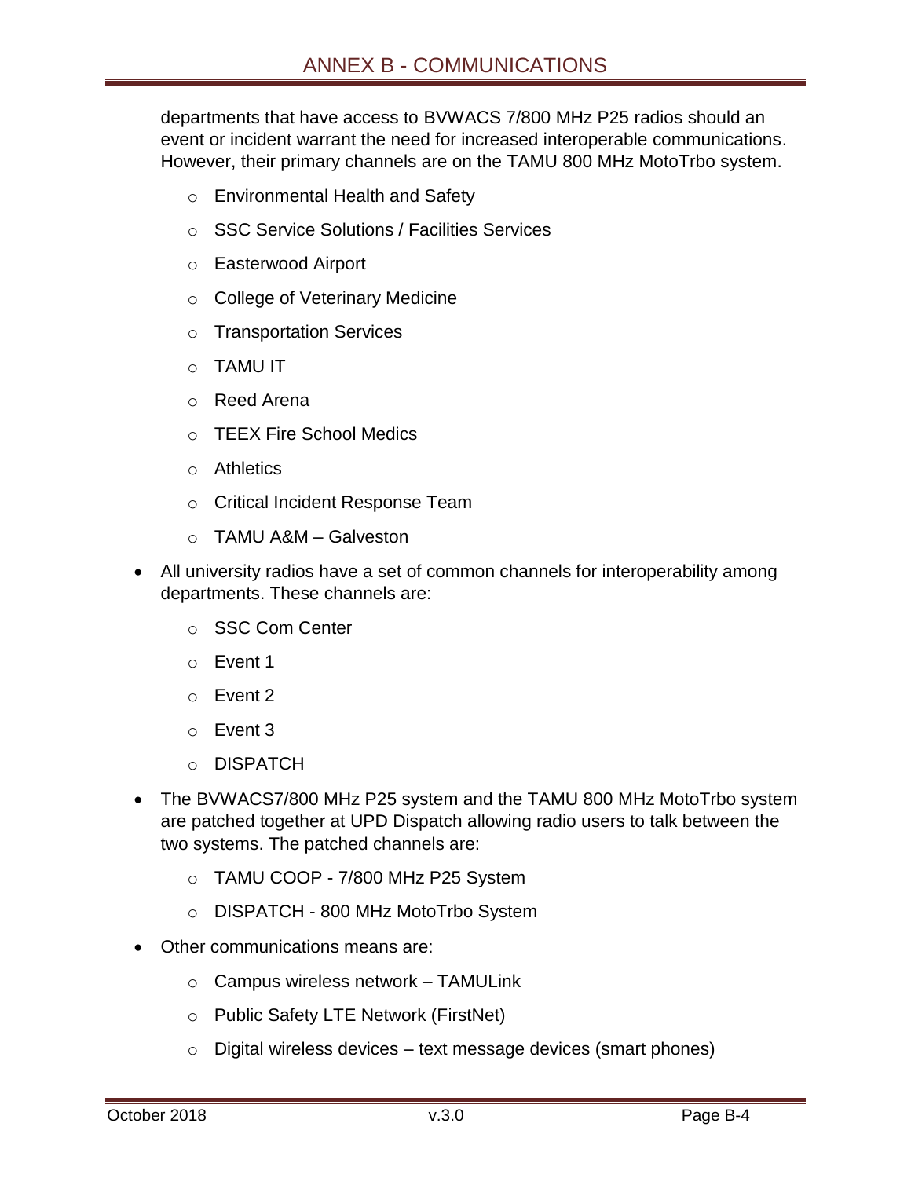departments that have access to BVWACS 7/800 MHz P25 radios should an event or incident warrant the need for increased interoperable communications. However, their primary channels are on the TAMU 800 MHz MotoTrbo system.

  - Environmental Health and Safety
  - SSC Service Solutions / Facilities Services
  - Easterwood Airport
  - College of Veterinary Medicine
  - Transportation Services
  - TAMU IT
  - Reed Arena
  - TEEX Fire School Medics
  - Athletics
  - Critical Incident Response Team
  - TAMU A&M – Galveston

- All university radios have a set of common channels for interoperability among departments. These channels are:
  - SSC Com Center
  - Event 1
  - Event 2
  - Event 3
  - DISPATCH
- The BVWACS7/800 MHz P25 system and the TAMU 800 MHz MotoTrbo system are patched together at UPD Dispatch allowing radio users to talk between the two systems. The patched channels are:
  - TAMU COOP - 7/800 MHz P25 System
  - DISPATCH - 800 MHz MotoTrbo System
- Other communications means are:
  - Campus wireless network – TAMULink
  - Public Safety LTE Network (FirstNet)
  - Digital wireless devices – text message devices (smart phones)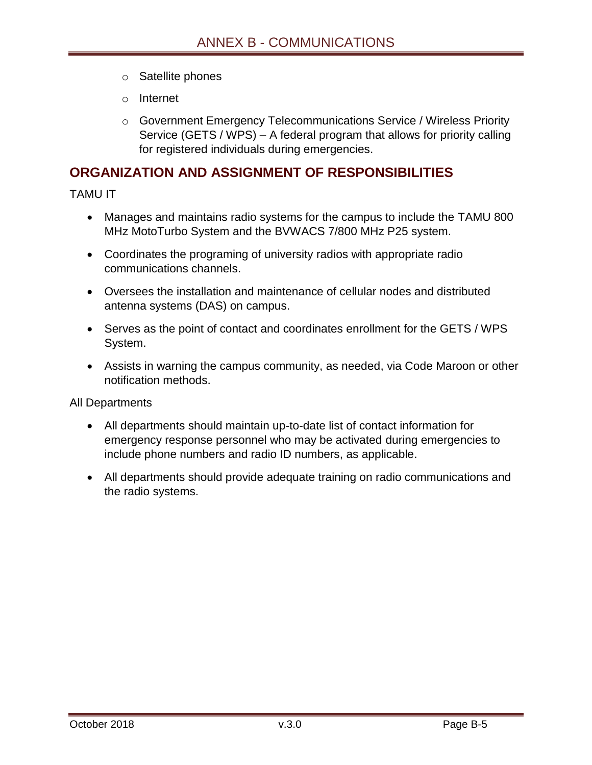- Satellite phones
- Internet
- Government Emergency Telecommunications Service / Wireless Priority Service (GETS / WPS) – A federal program that allows for priority calling for registered individuals during emergencies.

## ORGANIZATION AND ASSIGNMENT OF RESPONSIBILITIES

TAMU IT

- Manages and maintains radio systems for the campus to include the TAMU 800 MHz MotoTurbo System and the BVWACS 7/800 MHz P25 system.
- Coordinates the programing of university radios with appropriate radio communications channels.
- Oversees the installation and maintenance of cellular nodes and distributed antenna systems (DAS) on campus.
- Serves as the point of contact and coordinates enrollment for the GETS / WPS System.
- Assists in warning the campus community, as needed, via Code Maroon or other notification methods.

All Departments

- All departments should maintain up-to-date list of contact information for emergency response personnel who may be activated during emergencies to include phone numbers and radio ID numbers, as applicable.
- All departments should provide adequate training on radio communications and the radio systems.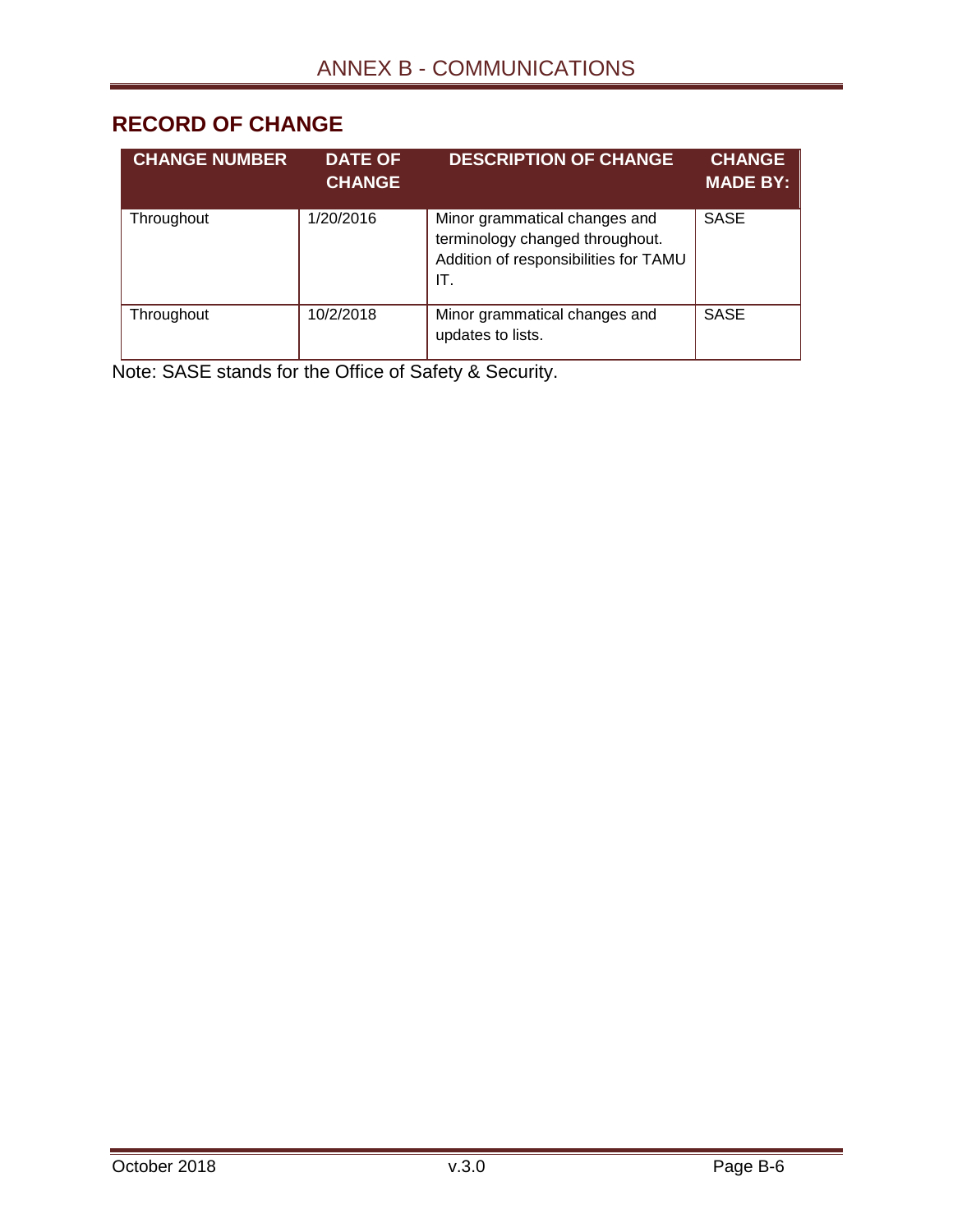## RECORD OF CHANGE

| CHANGE NUMBER | DATE OF CHANGE | DESCRIPTION OF CHANGE | CHANGE MADE BY: |
|---|---|---|---|
| Throughout | 1/20/2016 | Minor grammatical changes and terminology changed throughout. Addition of responsibilities for TAMU IT. | SASE |
| Throughout | 10/2/2018 | Minor grammatical changes and updates to lists. | SASE |

Note: SASE stands for the Office of Safety & Security.